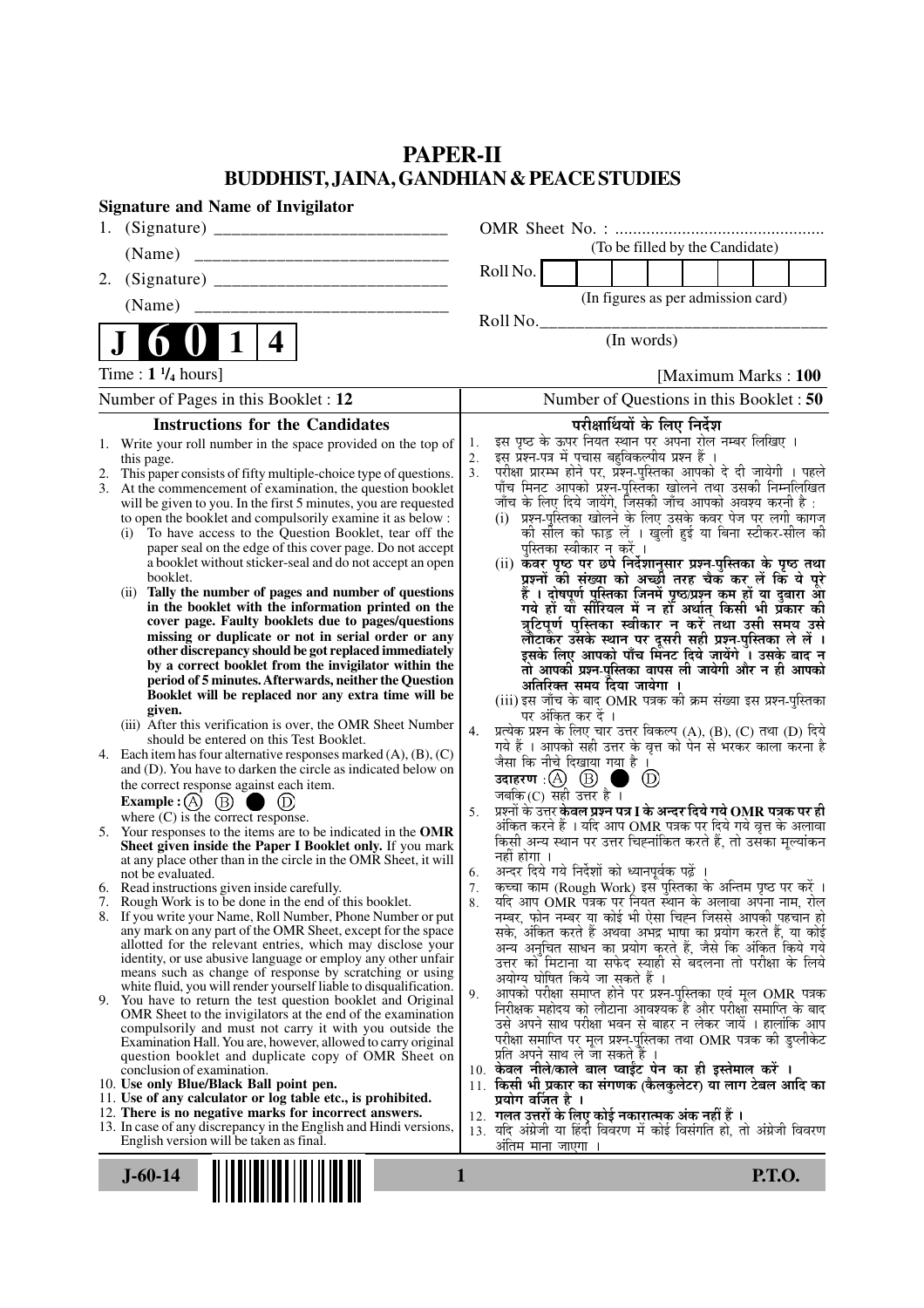# PAPER-II
## BUDDHIST, JAINA, GANDHIAN & PEACE STUDIES

**Signature and Name of Invigilator**

1. (Signature) __________________________

   (Name) __________________________

2. (Signature) __________________________

   (Name) __________________________

**J 6 0 1 4**

OMR Sheet No. : ...............................................

(To be filled by the Candidate)

Roll No. [ | | | | | | | | ]

(In figures as per admission card)

Roll No.________________________________

(In words)

Time : **1 ¼ hours**] [**Maximum Marks : 100**

Number of Pages in this Booklet : 12

Number of Questions in this Booklet : 50

### Instructions for the Candidates

1. Write your roll number in the space provided on the top of this page.
2. This paper consists of fifty multiple-choice type of questions.
3. At the commencement of examination, the question booklet will be given to you. In the first 5 minutes, you are requested to open the booklet and compulsorily examine it as below :
   (i) To have access to the Question Booklet, tear off the paper seal on the edge of this cover page. Do not accept a booklet without sticker-seal and do not accept an open booklet.
   (ii) **Tally the number of pages and number of questions in the booklet with the information printed on the cover page. Faulty booklets due to pages/questions missing or duplicate or not in serial order or any other discrepancy should be got replaced immediately by a correct booklet from the invigilator within the period of 5 minutes. Afterwards, neither the Question Booklet will be replaced nor any extra time will be given.**
   (iii) After this verification is over, the OMR Sheet Number should be entered on this Test Booklet.
4. Each item has four alternative responses marked (A), (B), (C) and (D). You have to darken the circle as indicated below on the correct response against each item.
   **Example :** (A) (B) ● (D)
   where (C) is the correct response.
5. Your responses to the items are to be indicated in the **OMR Sheet given inside the Paper I Booklet only.** If you mark at any place other than in the circle in the OMR Sheet, it will not be evaluated.
6. Read instructions given inside carefully.
7. Rough Work is to be done in the end of this booklet.
8. If you write your Name, Roll Number, Phone Number or put any mark on any part of the OMR Sheet, except for the space allotted for the relevant entries, which may disclose your identity, or use abusive language or employ any other unfair means such as change of response by scratching or using white fluid, you will render yourself liable to disqualification.
9. You have to return the test question booklet and Original OMR Sheet to the invigilators at the end of the examination compulsorily and must not carry it with you outside the Examination Hall. You are, however, allowed to carry original question booklet and duplicate copy of OMR Sheet on conclusion of examination.
10. **Use only Blue/Black Ball point pen.**
11. **Use of any calculator or log table etc., is prohibited.**
12. **There is no negative marks for incorrect answers.**
13. In case of any discrepancy in the English and Hindi versions, English version will be taken as final.

### परीक्षार्थियों के लिए निर्देश

1. इस पृष्ठ के ऊपर नियत स्थान पर अपना रोल नम्बर लिखिए ।
2. इस प्रश्न-पत्र में पचास बहुविकल्पीय प्रश्न हैं ।
3. परीक्षा प्रारम्भ होने पर, प्रश्न-पुस्तिका आपको दे दी जायेगी । पहले पाँच मिनट आपको प्रश्न-पुस्तिका खोलने तथा उसकी निम्नलिखित जाँच के लिए दिये जायेंगे, जिसकी जाँच आपको अवश्य करनी है :
   (i) प्रश्न-पुस्तिका खोलने के लिए उसके कवर पेज पर लगी कागज की सील को फाड़ लें । खुली हुई या बिना स्टीकर-सील की पुस्तिका स्वीकार न करें ।
   (ii) **कवर पृष्ठ पर छपे निर्देशानुसार प्रश्न-पुस्तिका के पृष्ठ तथा प्रश्नों की संख्या को अच्छी तरह चैक कर लें कि ये पूरे हैं । दोषपूर्ण पुस्तिका जिनमें पृष्ठ/प्रश्न कम हों या दुबारा आ गये हों या सीरियल में न हों अर्थात् किसी भी प्रकार की त्रुटिपूर्ण पुस्तिका स्वीकार न करें तथा उसी समय उसे लौटाकर उसके स्थान पर दूसरी सही प्रश्न-पुस्तिका ले लें । इसके लिए आपको पाँच मिनट दिये जायेंगे । उसके बाद न तो आपकी प्रश्न-पुस्तिका वापस ली जायेगी और न ही आपको अतिरिक्त समय दिया जायेगा ।**
   (iii) इस जाँच के बाद OMR पत्रक की क्रम संख्या इस प्रश्न-पुस्तिका पर अंकित कर दें ।
4. प्रत्येक प्रश्न के लिए चार उत्तर विकल्प (A), (B), (C) तथा (D) दिये गये हैं । आपको सही उत्तर के वृत्त को पेन से भरकर काला करना है जैसा कि नीचे दिखाया गया है ।
   **उदाहरण :** (A) (B) ● (D)
   जबकि (C) सही उत्तर है ।
5. प्रश्नों के उत्तर **केवल प्रश्न पत्र I के अन्दर दिये गये OMR पत्रक पर ही** अंकित करने हैं । यदि आप OMR पत्रक पर दिये गये वृत्त के अलावा किसी अन्य स्थान पर उत्तर चिह्नांकित करते हैं, तो उसका मूल्यांकन नहीं होगा ।
6. अन्दर दिये गये निर्देशों को ध्यानपूर्वक पढ़ें ।
7. कच्चा काम (Rough Work) इस पुस्तिका के अन्तिम पृष्ठ पर करें ।
8. यदि आप OMR पत्रक पर नियत स्थान के अलावा अपना नाम, रोल नम्बर, फोन नम्बर या कोई भी ऐसा चिह्न जिससे आपकी पहचान हो सके, अंकित करते हैं अथवा अभद्र भाषा का प्रयोग करते हैं, या कोई अन्य अनुचित साधन का प्रयोग करते हैं, जैसे कि अंकित किये गये उत्तर को मिटाना या सफेद स्याही से बदलना तो परीक्षा के लिये अयोग्य घोषित किये जा सकते हैं ।
9. आपको परीक्षा समाप्त होने पर प्रश्न-पुस्तिका एवं मूल OMR पत्रक निरीक्षक महोदय को लौटाना आवश्यक है और परीक्षा समाप्ति के बाद उसे अपने साथ परीक्षा भवन से बाहर न लेकर जायें । हालांकि आप परीक्षा समाप्ति पर मूल प्रश्न-पुस्तिका तथा OMR पत्रक की डुप्लीकेट प्रति अपने साथ ले जा सकते हैं ।
10. **केवल नीले/काले बाल प्वाईंट पेन का ही इस्तेमाल करें ।**
11. **किसी भी प्रकार का संगणक (कैलकुलेटर) या लाग टेबल आदि का प्रयोग वर्जित है ।**
12. **गलत उत्तरों के लिए कोई नकारात्मक अंक नहीं हैं ।**
13. यदि अंग्रेजी या हिंदी विवरण में कोई विसंगति हो, तो अंग्रेजी विवरण अंतिम माना जाएगा ।

**J-60-14** **P.T.O.**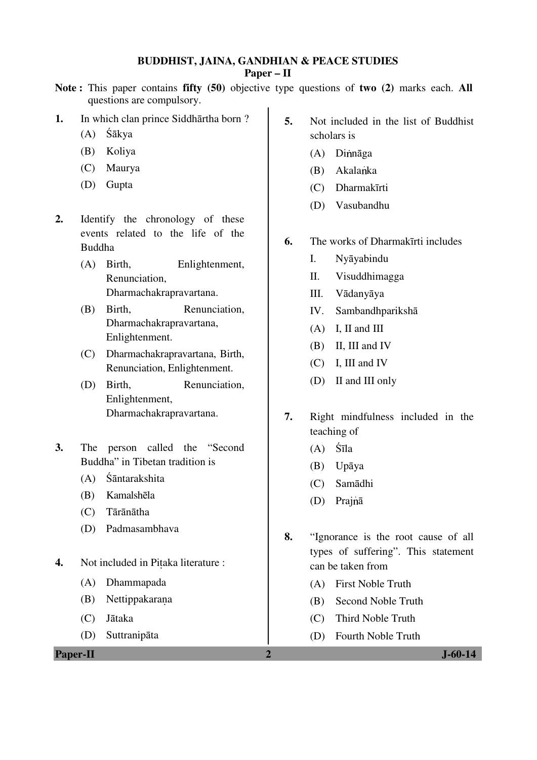# BUDDHIST, JAINA, GANDHIAN & PEACE STUDIES

## Paper – II

**Note :** This paper contains **fifty (50)** objective type questions of **two (2)** marks each. **All** questions are compulsory.

**1.** In which clan prince Siddhārtha born ?

(A) Śākya

(B) Koliya

(C) Maurya

(D) Gupta

**2.** Identify the chronology of these events related to the life of the Buddha

(A) Birth, Enlightenment, Renunciation, Dharmachakrapravartana.

(B) Birth, Renunciation, Dharmachakrapravartana, Enlightenment.

(C) Dharmachakrapravartana, Birth, Renunciation, Enlightenment.

(D) Birth, Renunciation, Enlightenment, Dharmachakrapravartana.

**3.** The person called the "Second Buddha" in Tibetan tradition is

(A) Śāntarakshita

(B) Kamalshēla

(C) Tārānātha

(D) Padmasambhava

**4.** Not included in Piṭaka literature :

(A) Dhammapada

(B) Nettippakaraṇa

(C) Jātaka

(D) Suttranipāta

**5.** Not included in the list of Buddhist scholars is

(A) Diṅnāga

(B) Akalaṅka

(C) Dharmakīrti

(D) Vasubandhu

**6.** The works of Dharmakīrti includes

I. Nyāyabindu

II. Visuddhimagga

III. Vādanyāya

IV. Sambandhparikshā

(A) I, II and III

(B) II, III and IV

(C) I, III and IV

(D) II and III only

**7.** Right mindfulness included in the teaching of

(A) Śīla

(B) Upāya

(C) Samādhi

(D) Prajṅā

**8.** "Ignorance is the root cause of all types of suffering". This statement can be taken from

(A) First Noble Truth

(B) Second Noble Truth

(C) Third Noble Truth

(D) Fourth Noble Truth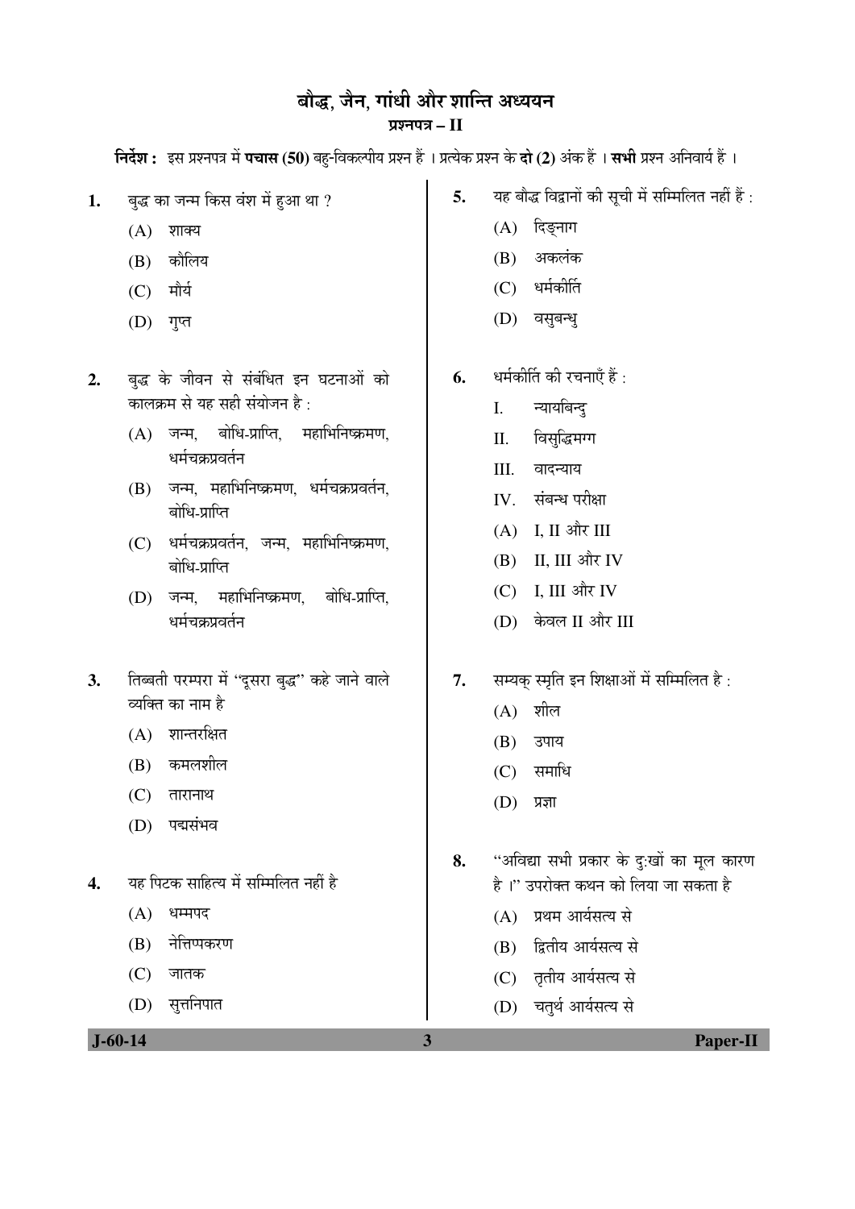# बौद्ध, जैन, गांधी और शान्ति अध्ययन

## प्रश्नपत्र – II

**निर्देश :** इस प्रश्नपत्र में **पचास (50)** बहु-विकल्पीय प्रश्न हैं । प्रत्येक प्रश्न के **दो (2)** अंक हैं । **सभी** प्रश्न अनिवार्य हैं ।

**1.** बुद्ध का जन्म किस वंश में हुआ था ?

(A) शाक्य

(B) कौलिय

(C) मौर्य

(D) गुप्त

**2.** बुद्ध के जीवन से संबंधित इन घटनाओं को कालक्रम से यह सही संयोजन है :

(A) जन्म, बोधि-प्राप्ति, महाभिनिष्क्रमण, धर्मचक्रप्रवर्तन

(B) जन्म, महाभिनिष्क्रमण, धर्मचक्रप्रवर्तन, बोधि-प्राप्ति

(C) धर्मचक्रप्रवर्तन, जन्म, महाभिनिष्क्रमण, बोधि-प्राप्ति

(D) जन्म, महाभिनिष्क्रमण, बोधि-प्राप्ति, धर्मचक्रप्रवर्तन

**3.** तिब्बती परम्परा में "दूसरा बुद्ध" कहे जाने वाले व्यक्ति का नाम है

(A) शान्तरक्षित

(B) कमलशील

(C) तारानाथ

(D) पद्मसंभव

**4.** यह पिटक साहित्य में सम्मिलित नहीं है

(A) धम्मपद

(B) नेत्तिप्पकरण

(C) जातक

(D) सुत्तनिपात

**5.** यह बौद्ध विद्वानों की सूची में सम्मिलित नहीं हैं :

(A) दिङ्नाग

(B) अकलंक

(C) धर्मकीर्ति

(D) वसुबन्धु

**6.** धर्मकीर्ति की रचनाएँ हैं :

I. न्यायबिन्दु

II. विसुद्धिमग्ग

III. वादन्याय

IV. संबन्ध परीक्षा

(A) I, II और III

(B) II, III और IV

(C) I, III और IV

(D) केवल II और III

**7.** सम्यक् स्मृति इन शिक्षाओं में सम्मिलित है :

(A) शील

(B) उपाय

(C) समाधि

(D) प्रज्ञा

**8.** "अविद्या सभी प्रकार के दुःखों का मूल कारण है ।" उपरोक्त कथन को लिया जा सकता है

(A) प्रथम आर्यसत्य से

(B) द्वितीय आर्यसत्य से

(C) तृतीय आर्यसत्य से

(D) चतुर्थ आर्यसत्य से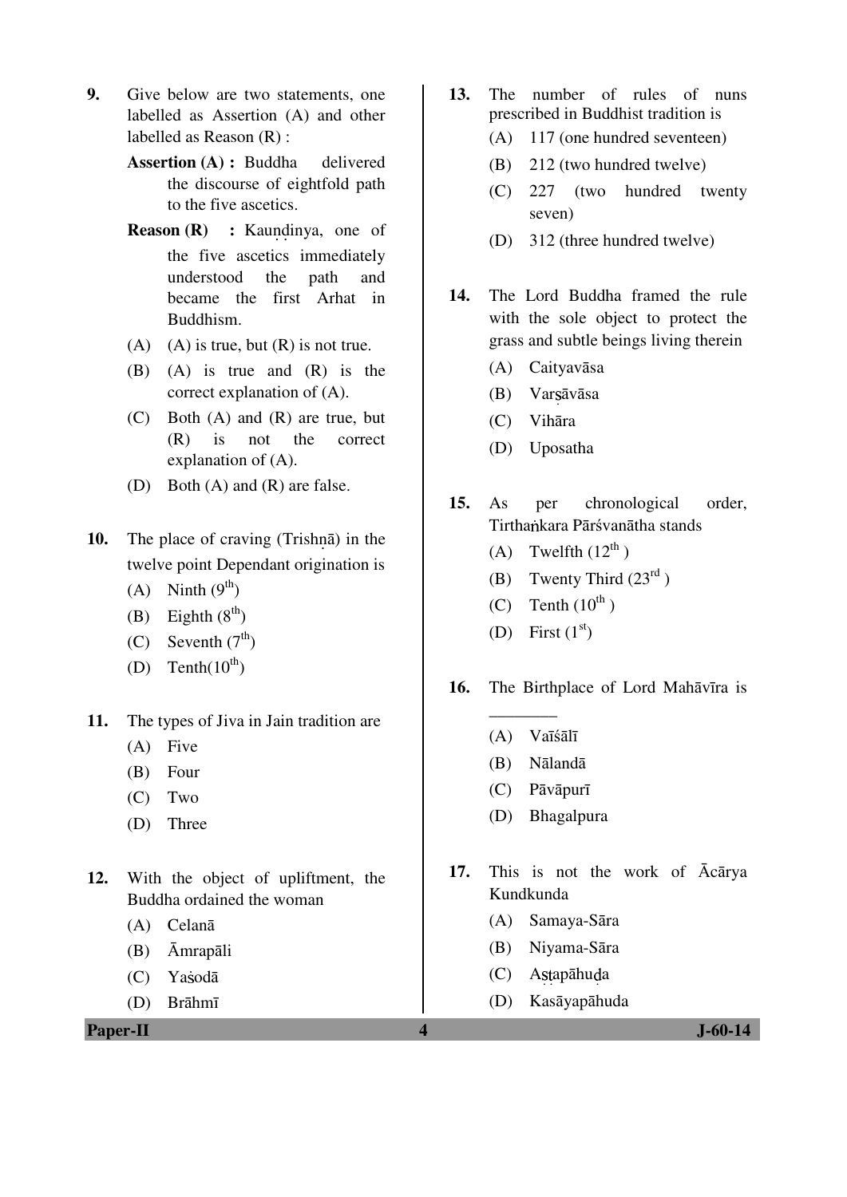**9.** Give below are two statements, one labelled as Assertion (A) and other labelled as Reason (R) :

**Assertion (A) :** Buddha delivered the discourse of eightfold path to the five ascetics.

**Reason (R) :** Kauṇḍinya, one of the five ascetics immediately understood the path and became the first Arhat in Buddhism.

(A) (A) is true, but (R) is not true.

(B) (A) is true and (R) is the correct explanation of (A).

(C) Both (A) and (R) are true, but (R) is not the correct explanation of (A).

(D) Both (A) and (R) are false.

**10.** The place of craving (Trishṇā) in the twelve point Dependant origination is

(A) Ninth (9th)

(B) Eighth (8th)

(C) Seventh (7th)

(D) Tenth(10th)

**11.** The types of Jiva in Jain tradition are

(A) Five

(B) Four

(C) Two

(D) Three

**12.** With the object of upliftment, the Buddha ordained the woman

(A) Celanā

(B) Āmrapāli

(C) Yaśodā

(D) Brāhmī

**13.** The number of rules of nuns prescribed in Buddhist tradition is

(A) 117 (one hundred seventeen)

(B) 212 (two hundred twelve)

(C) 227 (two hundred twenty seven)

(D) 312 (three hundred twelve)

**14.** The Lord Buddha framed the rule with the sole object to protect the grass and subtle beings living therein

(A) Caityavāsa

(B) Varṣāvāsa

(C) Vihāra

(D) Uposatha

**15.** As per chronological order, Tirthaṅkara Pārśvanātha stands

(A) Twelfth (12th )

(B) Twenty Third (23rd )

(C) Tenth (10th )

(D) First (1st)

**16.** The Birthplace of Lord Mahāvīra is ________

(A) Vaīśālī

(B) Nālandā

(C) Pāvāpurī

(D) Bhagalpura

**17.** This is not the work of Ācārya Kundkunda

(A) Samaya-Sāra

(B) Niyama-Sāra

(C) Aṣṭapāhuḍa

(D) Kasāyapāhuda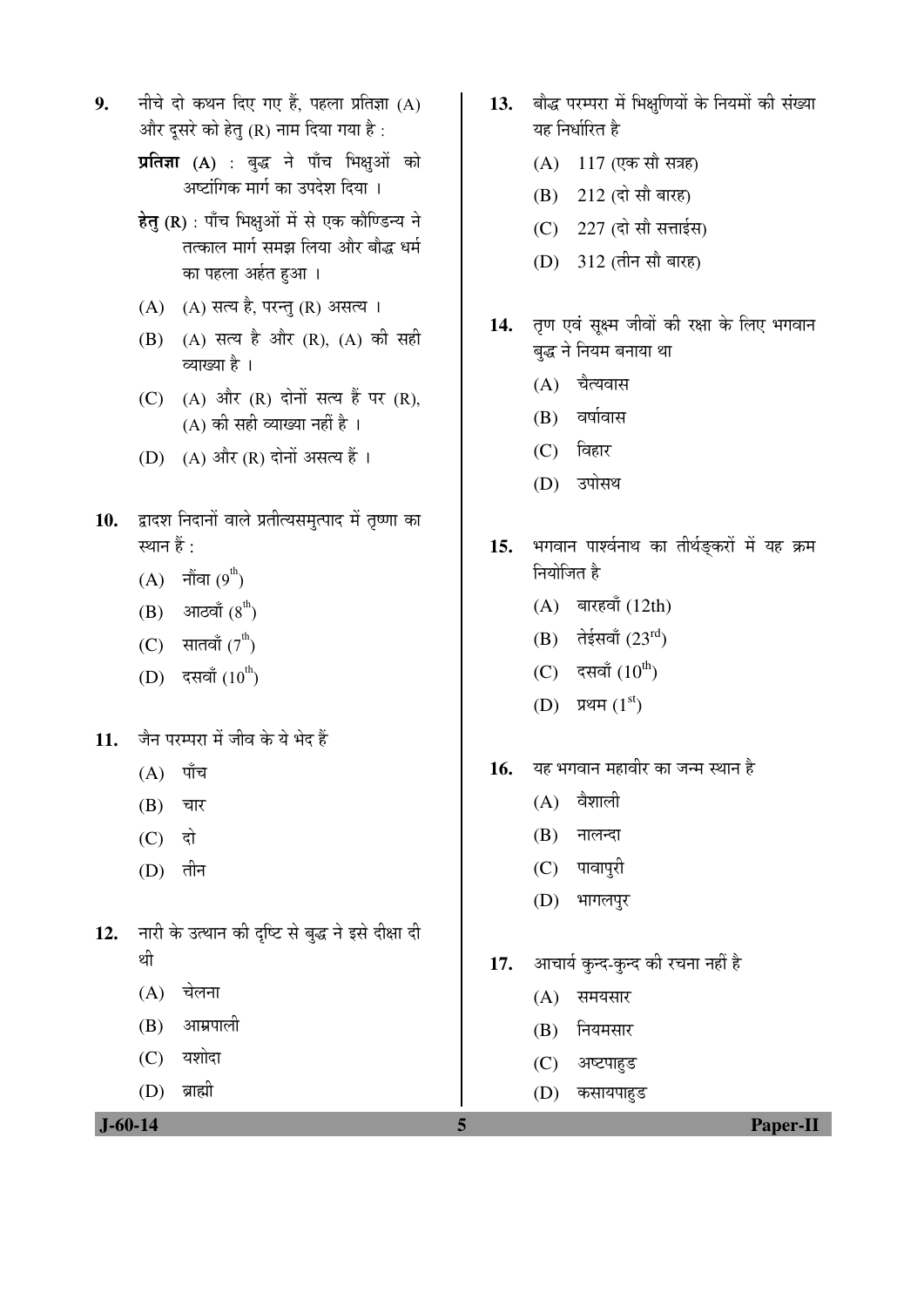9. नीचे दो कथन दिए गए हैं, पहला प्रतिज्ञा (A) और दूसरे को हेतु (R) नाम दिया गया है :

   **प्रतिज्ञा (A)** : बुद्ध ने पाँच भिक्षुओं को अष्टांगिक मार्ग का उपदेश दिया ।

   **हेतु (R)** : पाँच भिक्षुओं में से एक कौण्डिन्य ने तत्काल मार्ग समझ लिया और बौद्ध धर्म का पहला अर्हत हुआ ।

   (A) (A) सत्य है, परन्तु (R) असत्य ।
   (B) (A) सत्य है और (R), (A) की सही व्याख्या है ।
   (C) (A) और (R) दोनों सत्य हैं पर (R), (A) की सही व्याख्या नहीं है ।
   (D) (A) और (R) दोनों असत्य हैं ।

10. द्वादश निदानों वाले प्रतीत्यसमुत्पाद में तृष्णा का स्थान हैं :

    (A) नौंवा ($9^{th}$)
    (B) आठवाँ ($8^{th}$)
    (C) सातवाँ ($7^{th}$)
    (D) दसवाँ ($10^{th}$)

11. जैन परम्परा में जीव के ये भेद हैं

    (A) पाँच
    (B) चार
    (C) दो
    (D) तीन

12. नारी के उत्थान की दृष्टि से बुद्ध ने इसे दीक्षा दी थी

    (A) चेलना
    (B) आम्रपाली
    (C) यशोदा
    (D) ब्राह्मी

13. बौद्ध परम्परा में भिक्षुणियों के नियमों की संख्या यह निर्धारित है

    (A) 117 (एक सौ सत्रह)
    (B) 212 (दो सौ बारह)
    (C) 227 (दो सौ सत्ताईस)
    (D) 312 (तीन सौ बारह)

14. तृण एवं सूक्ष्म जीवों की रक्षा के लिए भगवान बुद्ध ने नियम बनाया था

    (A) चैत्यवास
    (B) वर्षावास
    (C) विहार
    (D) उपोसथ

15. भगवान पार्श्वनाथ का तीर्थङ्करों में यह क्रम नियोजित है

    (A) बारहवाँ (12th)
    (B) तेईसवाँ ($23^{rd}$)
    (C) दसवाँ ($10^{th}$)
    (D) प्रथम ($1^{st}$)

16. यह भगवान महावीर का जन्म स्थान है

    (A) वैशाली
    (B) नालन्दा
    (C) पावापुरी
    (D) भागलपुर

17. आचार्य कुन्द-कुन्द की रचना नहीं है

    (A) समयसार
    (B) नियमसार
    (C) अष्टपाहुड
    (D) कसायपाहुड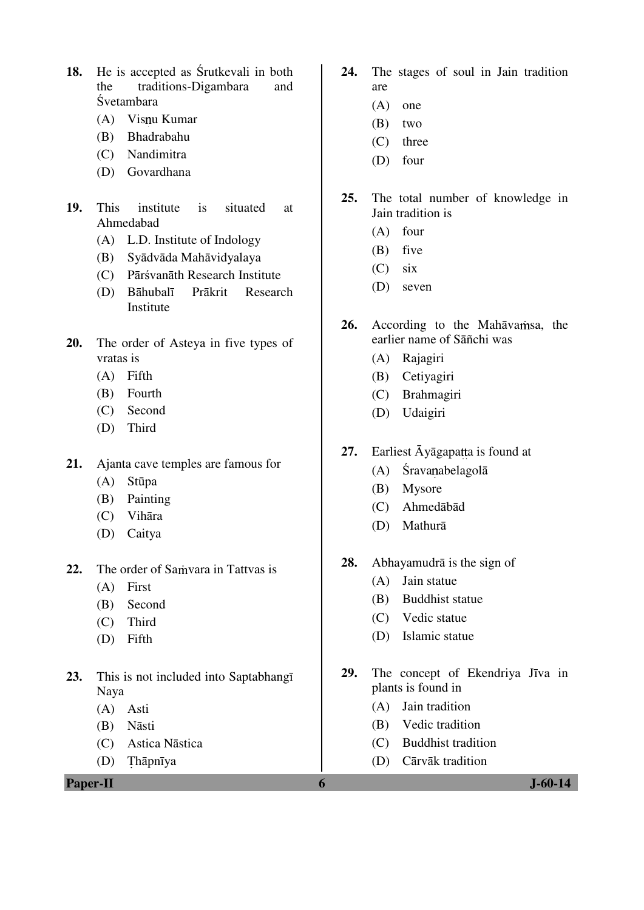18. He is accepted as Śrutkevali in both the traditions-Digambara and Śvetambara
    (A) Visṇu Kumar
    (B) Bhadrabahu
    (C) Nandimitra
    (D) Govardhana

19. This institute is situated at Ahmedabad
    (A) L.D. Institute of Indology
    (B) Syādvāda Mahāvidyalaya
    (C) Pārśvanāth Research Institute
    (D) Bāhubalī Prākrit Research Institute

20. The order of Asteya in five types of vratas is
    (A) Fifth
    (B) Fourth
    (C) Second
    (D) Third

21. Ajanta cave temples are famous for
    (A) Stūpa
    (B) Painting
    (C) Vihāra
    (D) Caitya

22. The order of Saṁvara in Tattvas is
    (A) First
    (B) Second
    (C) Third
    (D) Fifth

23. This is not included into Saptabhangī Naya
    (A) Asti
    (B) Nāsti
    (C) Astica Nāstica
    (D) Ṭhāpnīya

24. The stages of soul in Jain tradition are
    (A) one
    (B) two
    (C) three
    (D) four

25. The total number of knowledge in Jain tradition is
    (A) four
    (B) five
    (C) six
    (D) seven

26. According to the Mahāvaṁsa, the earlier name of Sāñchi was
    (A) Rajagiri
    (B) Cetiyagiri
    (C) Brahmagiri
    (D) Udaigiri

27. Earliest Āyāgapaṭṭa is found at
    (A) Śravaṇabelagolā
    (B) Mysore
    (C) Ahmedābād
    (D) Mathurā

28. Abhayamudrā is the sign of
    (A) Jain statue
    (B) Buddhist statue
    (C) Vedic statue
    (D) Islamic statue

29. The concept of Ekendriya Jīva in plants is found in
    (A) Jain tradition
    (B) Vedic tradition
    (C) Buddhist tradition
    (D) Cārvāk tradition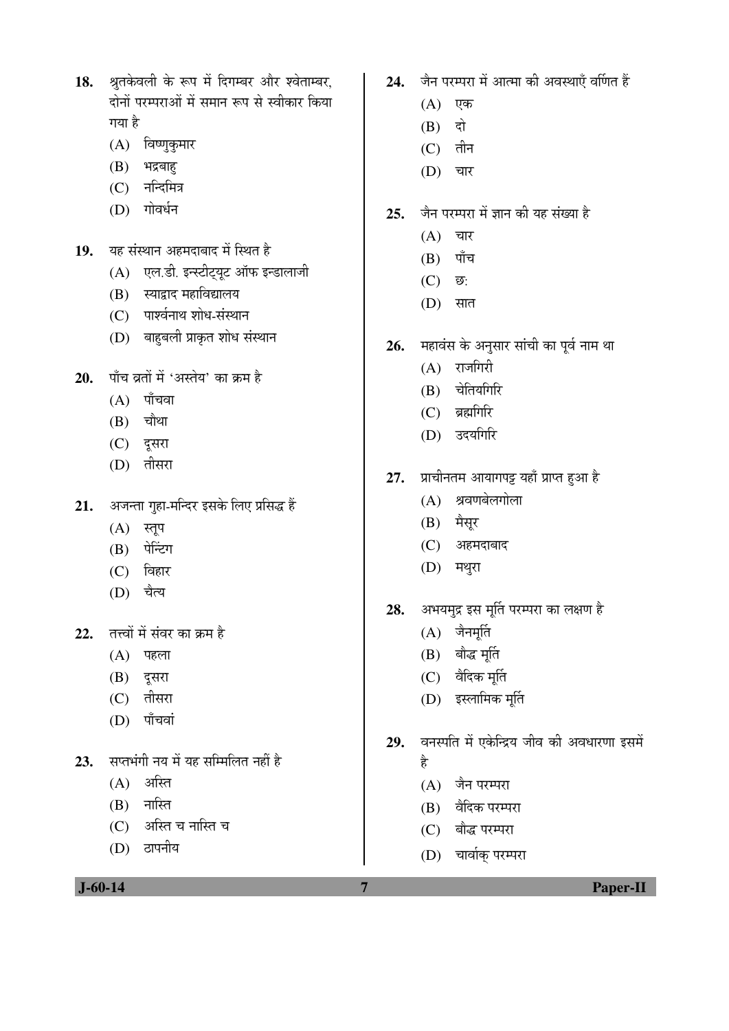18. श्रुतकेवली के रूप में दिगम्बर और श्वेताम्बर, दोनों परम्पराओं में समान रूप से स्वीकार किया गया है

    (A) विष्णुकुमार
    (B) भद्रबाहु
    (C) नन्दिमित्र
    (D) गोवर्धन

19. यह संस्थान अहमदाबाद में स्थित है

    (A) एल.डी. इन्स्टीट्यूट ऑफ इन्डालाजी
    (B) स्याद्वाद महाविद्यालय
    (C) पार्श्वनाथ शोध-संस्थान
    (D) बाहुबली प्राकृत शोध संस्थान

20. पाँच व्रतों में 'अस्तेय' का क्रम है

    (A) पाँचवा
    (B) चौथा
    (C) दूसरा
    (D) तीसरा

21. अजन्ता गुहा-मन्दिर इसके लिए प्रसिद्ध हैं

    (A) स्तूप
    (B) पेन्टिंग
    (C) विहार
    (D) चैत्य

22. तत्त्वों में संवर का क्रम है

    (A) पहला
    (B) दूसरा
    (C) तीसरा
    (D) पाँचवां

23. सप्तभंगी नय में यह सम्मिलित नहीं है

    (A) अस्ति
    (B) नास्ति
    (C) अस्ति च नास्ति च
    (D) ठापनीय

24. जैन परम्परा में आत्मा की अवस्थाएँ वर्णित हैं

    (A) एक
    (B) दो
    (C) तीन
    (D) चार

25. जैन परम्परा में ज्ञान की यह संख्या है

    (A) चार
    (B) पाँच
    (C) छ:
    (D) सात

26. महावंस के अनुसार सांची का पूर्व नाम था

    (A) राजगिरी
    (B) चेतियगिरि
    (C) ब्रह्मगिरि
    (D) उदयगिरि

27. प्राचीनतम आयागपट्ट यहाँ प्राप्त हुआ है

    (A) श्रवणबेलगोला
    (B) मैसूर
    (C) अहमदाबाद
    (D) मथुरा

28. अभयमुद्र इस मूर्ति परम्परा का लक्षण है

    (A) जैनमूर्ति
    (B) बौद्ध मूर्ति
    (C) वैदिक मूर्ति
    (D) इस्लामिक मूर्ति

29. वनस्पति में एकेन्द्रिय जीव की अवधारणा इसमें है

    (A) जैन परम्परा
    (B) वैदिक परम्परा
    (C) बौद्ध परम्परा
    (D) चार्वाक् परम्परा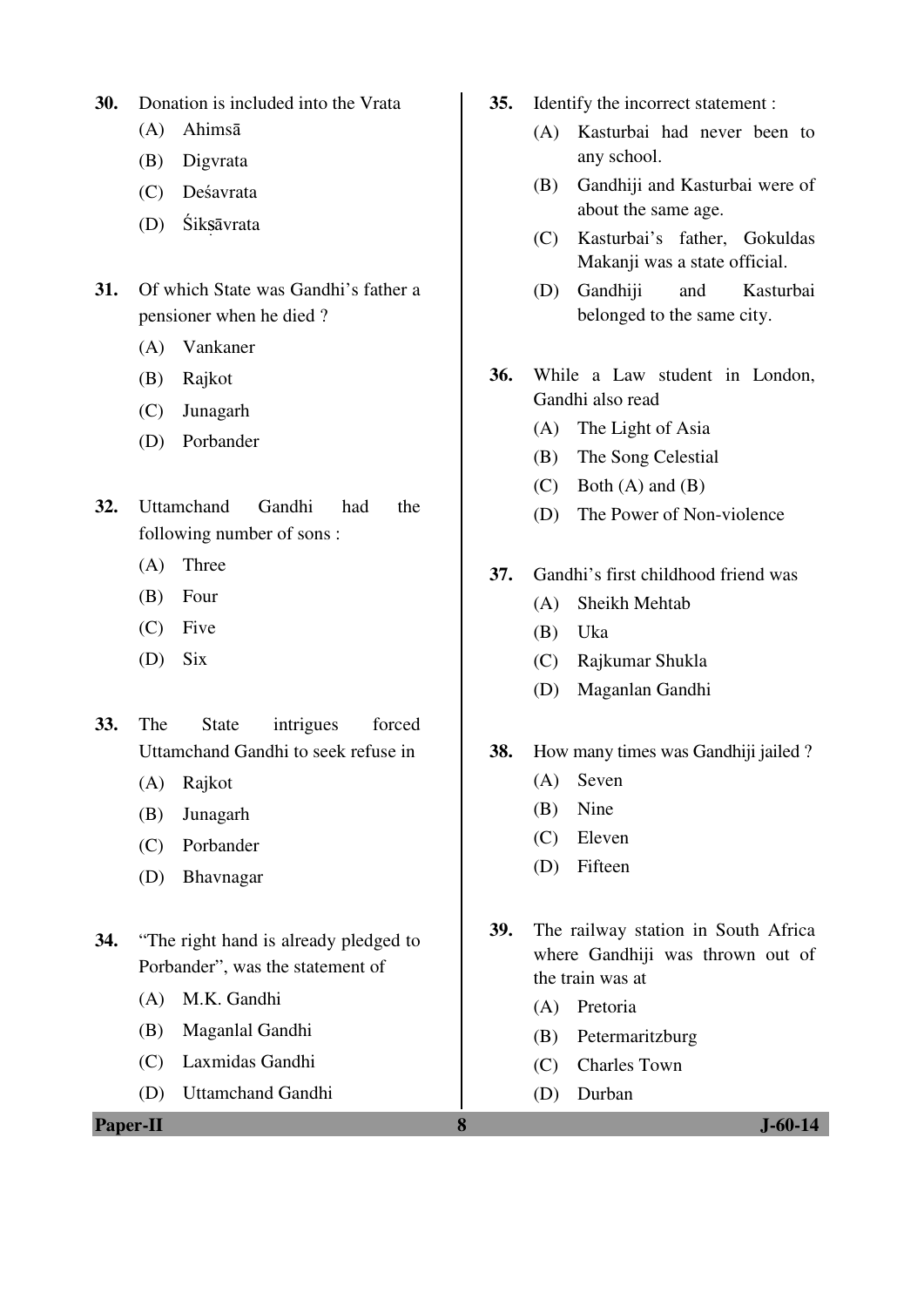30. Donation is included into the Vrata

    (A) Ahimsā

    (B) Digvrata

    (C) Deśavrata

    (D) Śikṣāvrata

31. Of which State was Gandhi's father a pensioner when he died ?

    (A) Vankaner

    (B) Rajkot

    (C) Junagarh

    (D) Porbander

32. Uttamchand Gandhi had the following number of sons :

    (A) Three

    (B) Four

    (C) Five

    (D) Six

33. The State intrigues forced Uttamchand Gandhi to seek refuse in

    (A) Rajkot

    (B) Junagarh

    (C) Porbander

    (D) Bhavnagar

34. "The right hand is already pledged to Porbander", was the statement of

    (A) M.K. Gandhi

    (B) Maganlal Gandhi

    (C) Laxmidas Gandhi

    (D) Uttamchand Gandhi

35. Identify the incorrect statement :

    (A) Kasturbai had never been to any school.

    (B) Gandhiji and Kasturbai were of about the same age.

    (C) Kasturbai's father, Gokuldas Makanji was a state official.

    (D) Gandhiji and Kasturbai belonged to the same city.

36. While a Law student in London, Gandhi also read

    (A) The Light of Asia

    (B) The Song Celestial

    (C) Both (A) and (B)

    (D) The Power of Non-violence

37. Gandhi's first childhood friend was

    (A) Sheikh Mehtab

    (B) Uka

    (C) Rajkumar Shukla

    (D) Maganlan Gandhi

38. How many times was Gandhiji jailed ?

    (A) Seven

    (B) Nine

    (C) Eleven

    (D) Fifteen

39. The railway station in South Africa where Gandhiji was thrown out of the train was at

    (A) Pretoria

    (B) Petermaritzburg

    (C) Charles Town

    (D) Durban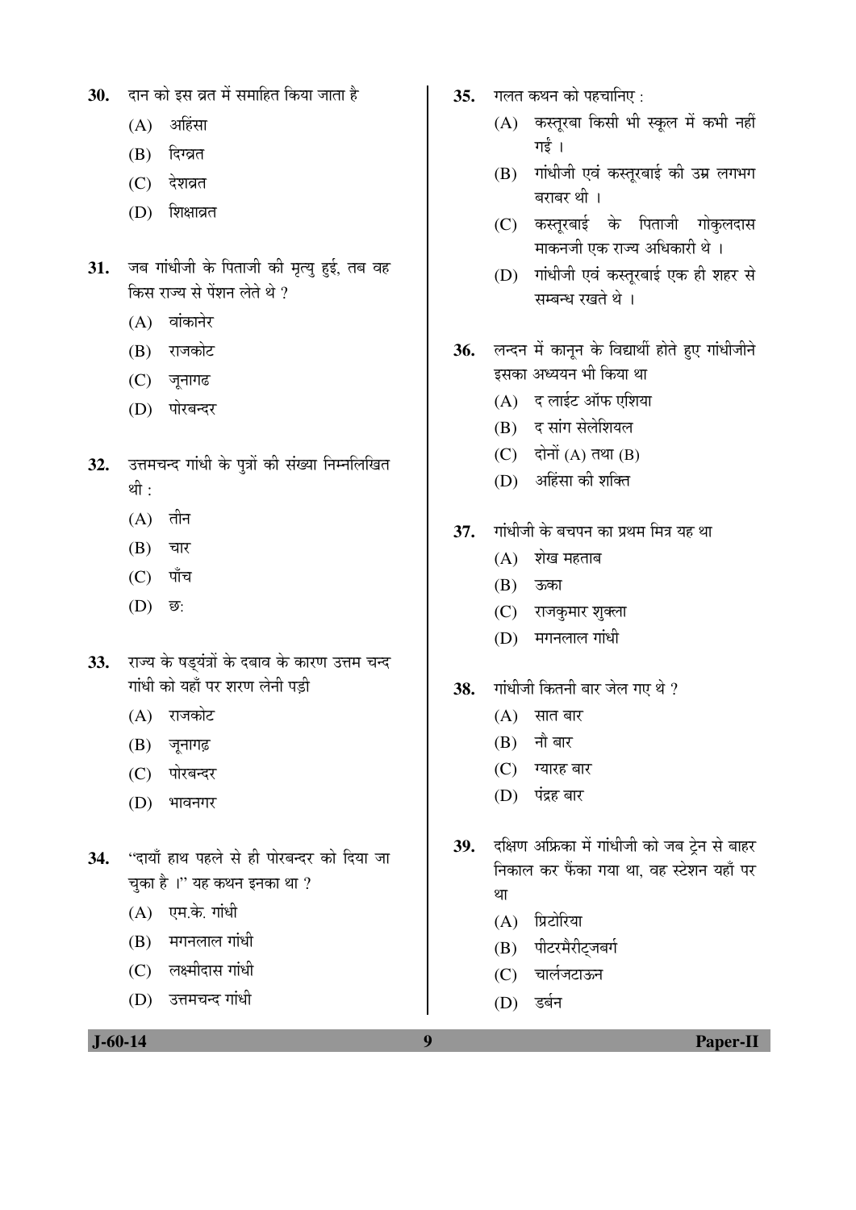30. दान को इस व्रत में समाहित किया जाता है

(A) अहिंसा

(B) दिग्व्रत

(C) देशव्रत

(D) शिक्षाव्रत

31. जब गांधीजी के पिताजी की मृत्यु हुई, तब वह किस राज्य से पेंशन लेते थे ?

(A) वांकानेर

(B) राजकोट

(C) जूनागढ

(D) पोरबन्दर

32. उत्तमचन्द गांधी के पुत्रों की संख्या निम्नलिखित थी :

(A) तीन

(B) चार

(C) पाँच

(D) छ:

33. राज्य के षड्यंत्रों के दबाव के कारण उत्तम चन्द गांधी को यहाँ पर शरण लेनी पड़ी

(A) राजकोट

(B) जूनागढ़

(C) पोरबन्दर

(D) भावनगर

34. "दायाँ हाथ पहले से ही पोरबन्दर को दिया जा चुका है ।" यह कथन इनका था ?

(A) एम.के. गांधी

(B) मगनलाल गांधी

(C) लक्ष्मीदास गांधी

(D) उत्तमचन्द गांधी

35. गलत कथन को पहचानिए :

(A) कस्तूरबा किसी भी स्कूल में कभी नहीं गईं ।

(B) गांधीजी एवं कस्तूरबाई की उम्र लगभग बराबर थी ।

(C) कस्तूरबाई के पिताजी गोकुलदास माकनजी एक राज्य अधिकारी थे ।

(D) गांधीजी एवं कस्तूरबाई एक ही शहर से सम्बन्ध रखते थे ।

36. लन्दन में कानून के विद्यार्थी होते हुए गांधीजीने इसका अध्ययन भी किया था

(A) द लाईट ऑफ एशिया

(B) द सांग सेलेशियल

(C) दोनों (A) तथा (B)

(D) अहिंसा की शक्ति

37. गांधीजी के बचपन का प्रथम मित्र यह था

(A) शेख महताब

(B) ऊका

(C) राजकुमार शुक्ला

(D) मगनलाल गांधी

38. गांधीजी कितनी बार जेल गए थे ?

(A) सात बार

(B) नौ बार

(C) ग्यारह बार

(D) पंद्रह बार

39. दक्षिण अफ्रिका में गांधीजी को जब ट्रेन से बाहर निकाल कर फैंका गया था, वह स्टेशन यहाँ पर था

(A) प्रिटोरिया

(B) पीटरमैरीट्जबर्ग

(C) चार्लजटाऊन

(D) डर्बन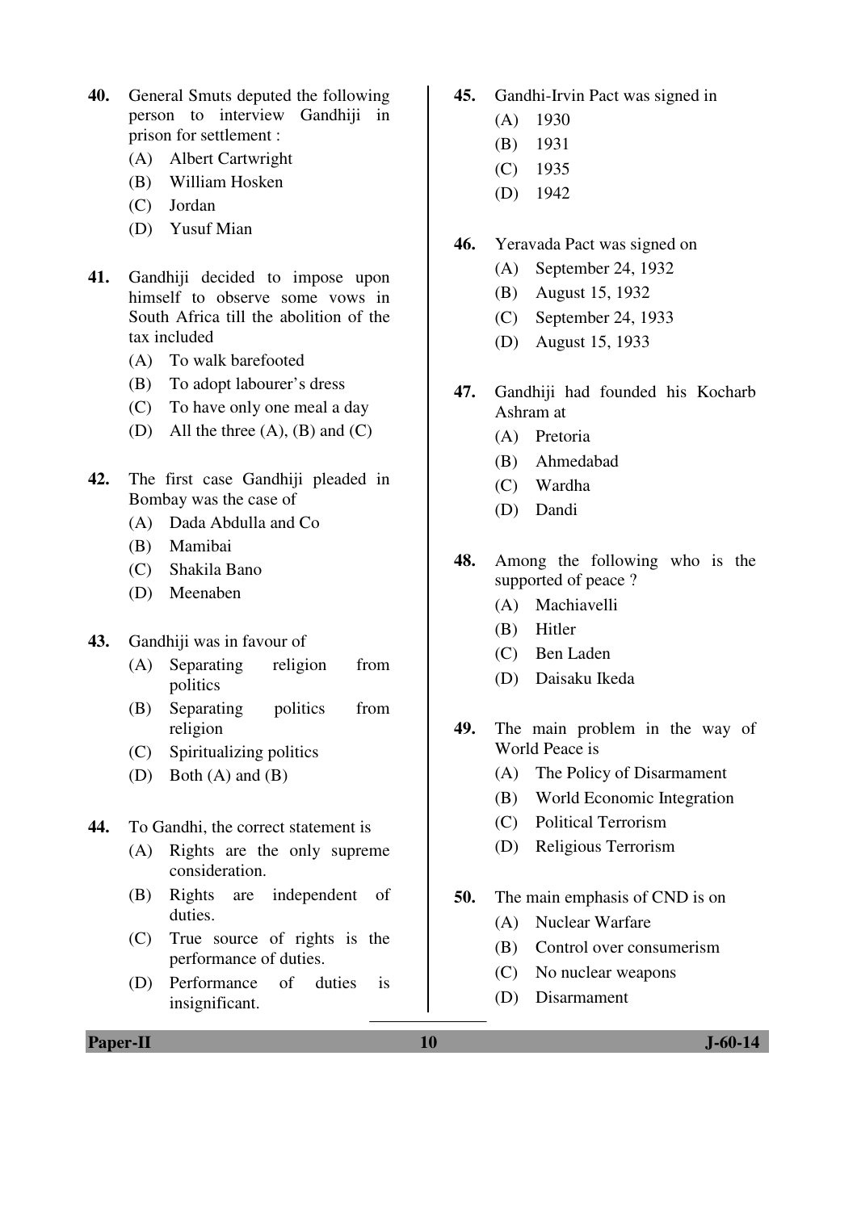40. General Smuts deputed the following person to interview Gandhiji in prison for settlement :
   (A) Albert Cartwright
   (B) William Hosken
   (C) Jordan
   (D) Yusuf Mian

41. Gandhiji decided to impose upon himself to observe some vows in South Africa till the abolition of the tax included
   (A) To walk barefooted
   (B) To adopt labourer's dress
   (C) To have only one meal a day
   (D) All the three (A), (B) and (C)

42. The first case Gandhiji pleaded in Bombay was the case of
   (A) Dada Abdulla and Co
   (B) Mamibai
   (C) Shakila Bano
   (D) Meenaben

43. Gandhiji was in favour of
   (A) Separating religion from politics
   (B) Separating politics from religion
   (C) Spiritualizing politics
   (D) Both (A) and (B)

44. To Gandhi, the correct statement is
   (A) Rights are the only supreme consideration.
   (B) Rights are independent of duties.
   (C) True source of rights is the performance of duties.
   (D) Performance of duties is insignificant.

45. Gandhi-Irvin Pact was signed in
   (A) 1930
   (B) 1931
   (C) 1935
   (D) 1942

46. Yeravada Pact was signed on
   (A) September 24, 1932
   (B) August 15, 1932
   (C) September 24, 1933
   (D) August 15, 1933

47. Gandhiji had founded his Kocharb Ashram at
   (A) Pretoria
   (B) Ahmedabad
   (C) Wardha
   (D) Dandi

48. Among the following who is the supported of peace ?
   (A) Machiavelli
   (B) Hitler
   (C) Ben Laden
   (D) Daisaku Ikeda

49. The main problem in the way of World Peace is
   (A) The Policy of Disarmament
   (B) World Economic Integration
   (C) Political Terrorism
   (D) Religious Terrorism

50. The main emphasis of CND is on
   (A) Nuclear Warfare
   (B) Control over consumerism
   (C) No nuclear weapons
   (D) Disarmament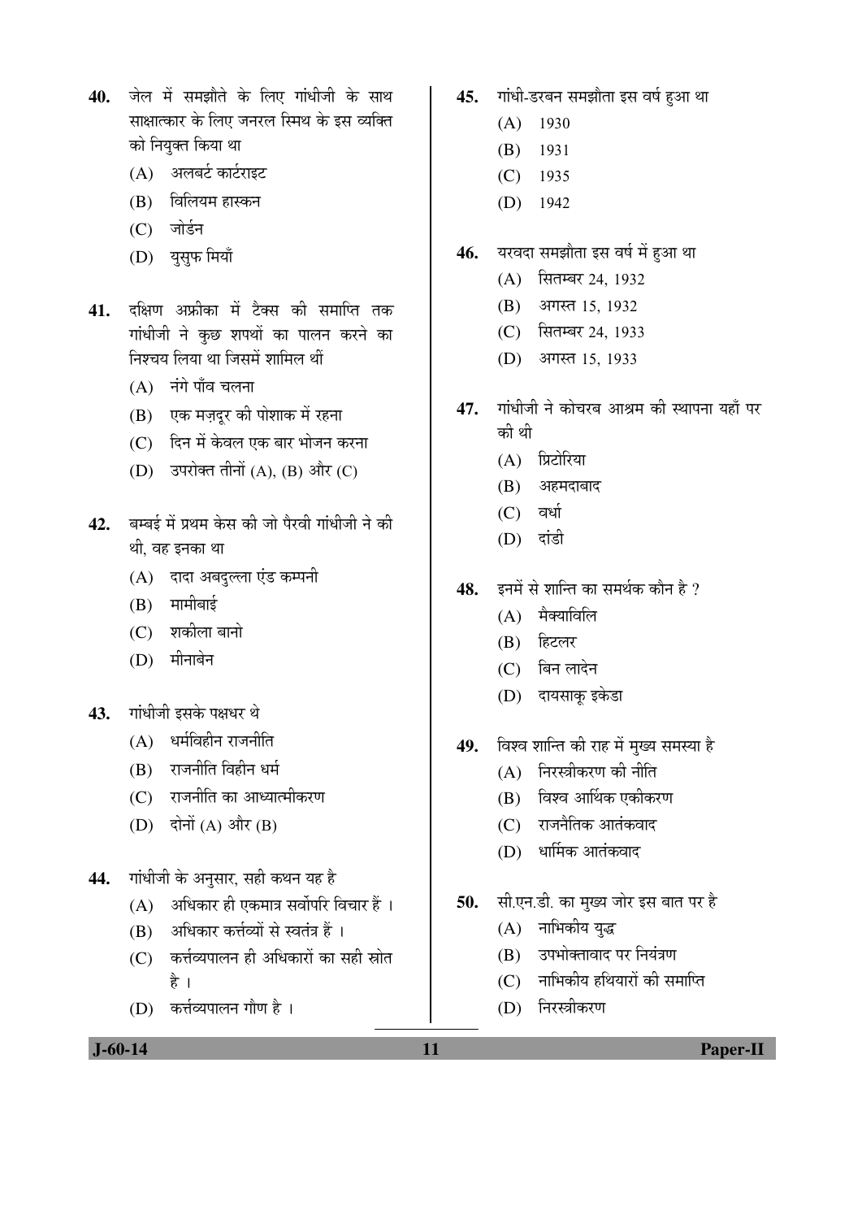40. जेल में समझौते के लिए गांधीजी के साथ साक्षात्कार के लिए जनरल स्मिथ के इस व्यक्ति को नियुक्त किया था
    (A) अलबर्ट कार्टराइट
    (B) विलियम हास्कन
    (C) जोर्डन
    (D) युसुफ मियाँ

41. दक्षिण अफ्रीका में टैक्स की समाप्ति तक गांधीजी ने कुछ शपथों का पालन करने का निश्चय लिया था जिसमें शामिल थीं
    (A) नंगे पाँव चलना
    (B) एक मज़दूर की पोशाक में रहना
    (C) दिन में केवल एक बार भोजन करना
    (D) उपरोक्त तीनों (A), (B) और (C)

42. बम्बई में प्रथम केस की जो पैरवी गांधीजी ने की थी, वह इनका था
    (A) दादा अबदुल्ला एंड कम्पनी
    (B) मामीबाई
    (C) शकीला बानो
    (D) मीनाबेन

43. गांधीजी इसके पक्षधर थे
    (A) धर्मविहीन राजनीति
    (B) राजनीति विहीन धर्म
    (C) राजनीति का आध्यात्मीकरण
    (D) दोनों (A) और (B)

44. गांधीजी के अनुसार, सही कथन यह है
    (A) अधिकार ही एकमात्र सर्वोपरि विचार हैं ।
    (B) अधिकार कर्त्तव्यों से स्वतंत्र हैं ।
    (C) कर्त्तव्यपालन ही अधिकारों का सही स्रोत है ।
    (D) कर्त्तव्यपालन गौण है ।

45. गांधी-डरबन समझौता इस वर्ष हुआ था
    (A) 1930
    (B) 1931
    (C) 1935
    (D) 1942

46. यरवदा समझौता इस वर्ष में हुआ था
    (A) सितम्बर 24, 1932
    (B) अगस्त 15, 1932
    (C) सितम्बर 24, 1933
    (D) अगस्त 15, 1933

47. गांधीजी ने कोचरब आश्रम की स्थापना यहाँ पर की थी
    (A) प्रिटोरिया
    (B) अहमदाबाद
    (C) वर्धा
    (D) दांडी

48. इनमें से शान्ति का समर्थक कौन है ?
    (A) मैक्याविलि
    (B) हिटलर
    (C) बिन लादेन
    (D) दायसाकू इकेडा

49. विश्व शान्ति की राह में मुख्य समस्या है
    (A) निरस्त्रीकरण की नीति
    (B) विश्व आर्थिक एकीकरण
    (C) राजनैतिक आतंकवाद
    (D) धार्मिक आतंकवाद

50. सी.एन.डी. का मुख्य जोर इस बात पर है
    (A) नाभिकीय युद्ध
    (B) उपभोक्तावाद पर नियंत्रण
    (C) नाभिकीय हथियारों की समाप्ति
    (D) निरस्त्रीकरण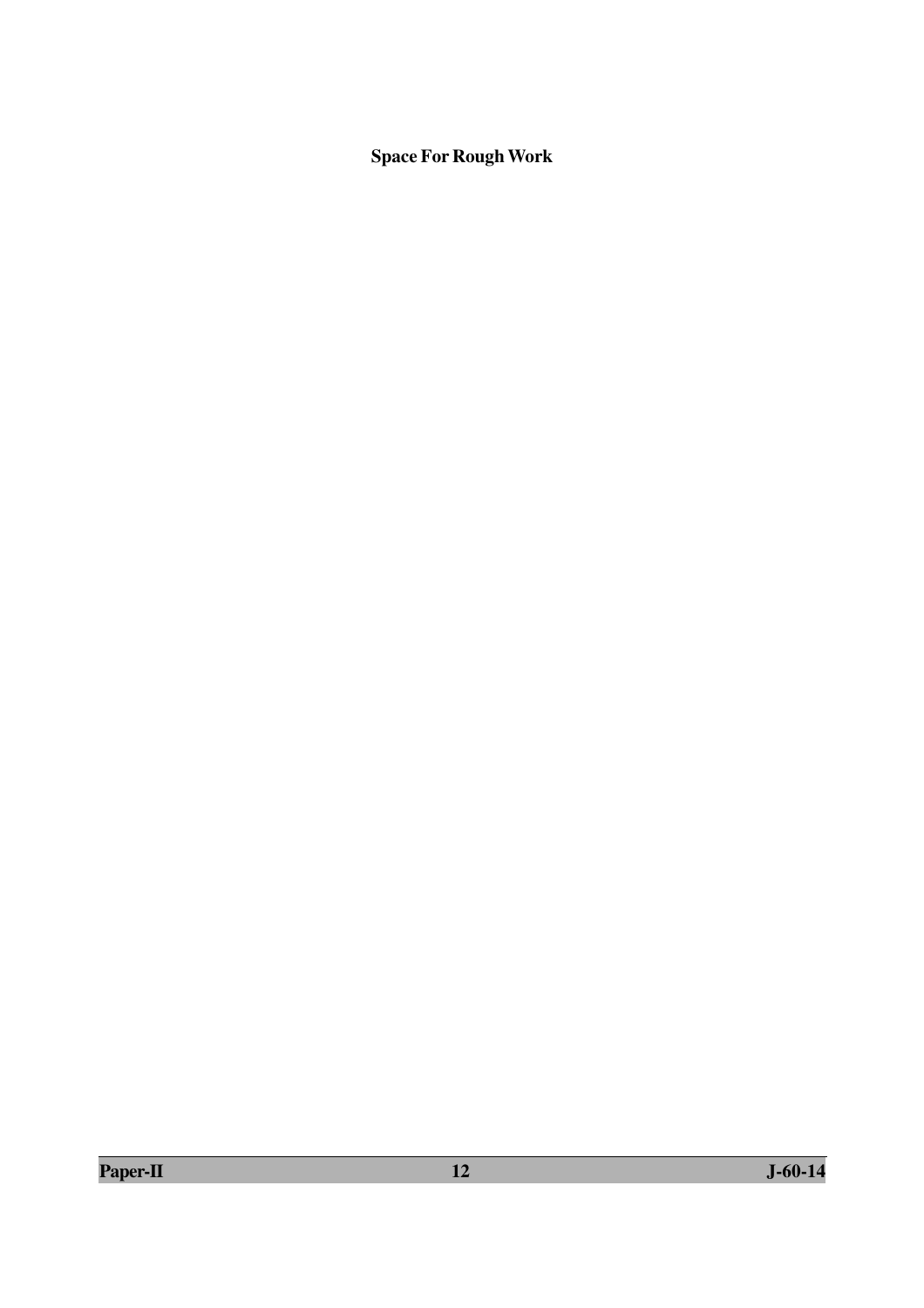**Space For Rough Work**